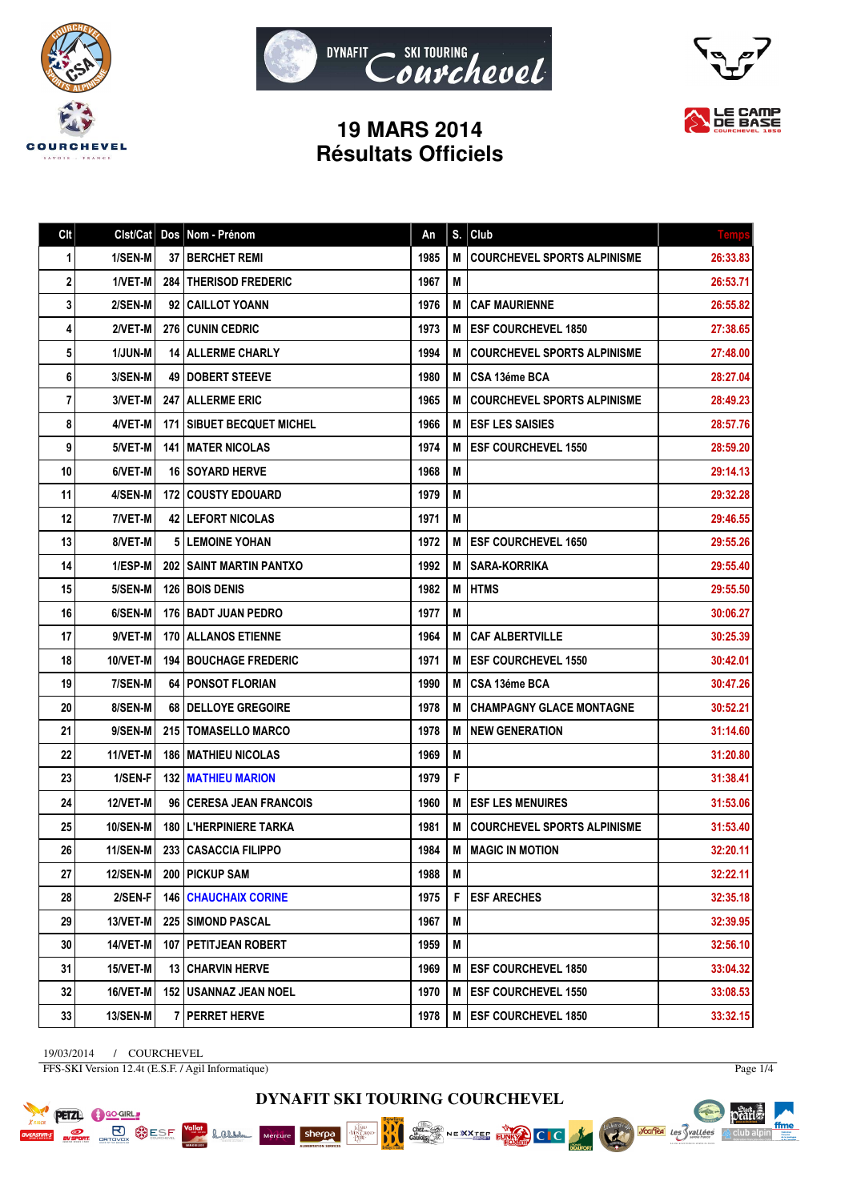# DYNAFIT SKI TOURING Courchevel

## 19 MARS 2014
## Résultats Officiels

| Clt | Clst/Cat | Dos | Nom - Prénom | An | S. | Club | Temps |
|---|---|---|---|---|---|---|---|
| 1 | 1/SEN-M | 37 | BERCHET REMI | 1985 | M | COURCHEVEL SPORTS ALPINISME | 26:33.83 |
| 2 | 1/VET-M | 284 | THERISOD FREDERIC | 1967 | M | | 26:53.71 |
| 3 | 2/SEN-M | 92 | CAILLOT YOANN | 1976 | M | CAF MAURIENNE | 26:55.82 |
| 4 | 2/VET-M | 276 | CUNIN CEDRIC | 1973 | M | ESF COURCHEVEL 1850 | 27:38.65 |
| 5 | 1/JUN-M | 14 | ALLERME CHARLY | 1994 | M | COURCHEVEL SPORTS ALPINISME | 27:48.00 |
| 6 | 3/SEN-M | 49 | DOBERT STEEVE | 1980 | M | CSA 13éme BCA | 28:27.04 |
| 7 | 3/VET-M | 247 | ALLERME ERIC | 1965 | M | COURCHEVEL SPORTS ALPINISME | 28:49.23 |
| 8 | 4/VET-M | 171 | SIBUET BECQUET MICHEL | 1966 | M | ESF LES SAISIES | 28:57.76 |
| 9 | 5/VET-M | 141 | MATER NICOLAS | 1974 | M | ESF COURCHEVEL 1550 | 28:59.20 |
| 10 | 6/VET-M | 16 | SOYARD HERVE | 1968 | M | | 29:14.13 |
| 11 | 4/SEN-M | 172 | COUSTY EDOUARD | 1979 | M | | 29:32.28 |
| 12 | 7/VET-M | 42 | LEFORT NICOLAS | 1971 | M | | 29:46.55 |
| 13 | 8/VET-M | 5 | LEMOINE YOHAN | 1972 | M | ESF COURCHEVEL 1650 | 29:55.26 |
| 14 | 1/ESP-M | 202 | SAINT MARTIN PANTXO | 1992 | M | SARA-KORRIKA | 29:55.40 |
| 15 | 5/SEN-M | 126 | BOIS DENIS | 1982 | M | HTMS | 29:55.50 |
| 16 | 6/SEN-M | 176 | BADT JUAN PEDRO | 1977 | M | | 30:06.27 |
| 17 | 9/VET-M | 170 | ALLANOS ETIENNE | 1964 | M | CAF ALBERTVILLE | 30:25.39 |
| 18 | 10/VET-M | 194 | BOUCHAGE FREDERIC | 1971 | M | ESF COURCHEVEL 1550 | 30:42.01 |
| 19 | 7/SEN-M | 64 | PONSOT FLORIAN | 1990 | M | CSA 13éme BCA | 30:47.26 |
| 20 | 8/SEN-M | 68 | DELLOYE GREGOIRE | 1978 | M | CHAMPAGNY GLACE MONTAGNE | 30:52.21 |
| 21 | 9/SEN-M | 215 | TOMASELLO MARCO | 1978 | M | NEW GENERATION | 31:14.60 |
| 22 | 11/VET-M | 186 | MATHIEU NICOLAS | 1969 | M | | 31:20.80 |
| 23 | 1/SEN-F | 132 | MATHIEU MARION | 1979 | F | | 31:38.41 |
| 24 | 12/VET-M | 96 | CERESA JEAN FRANCOIS | 1960 | M | ESF LES MENUIRES | 31:53.06 |
| 25 | 10/SEN-M | 180 | L'HERPINIERE TARKA | 1981 | M | COURCHEVEL SPORTS ALPINISME | 31:53.40 |
| 26 | 11/SEN-M | 233 | CASACCIA FILIPPO | 1984 | M | MAGIC IN MOTION | 32:20.11 |
| 27 | 12/SEN-M | 200 | PICKUP SAM | 1988 | M | | 32:22.11 |
| 28 | 2/SEN-F | 146 | CHAUCHAIX CORINE | 1975 | F | ESF ARECHES | 32:35.18 |
| 29 | 13/VET-M | 225 | SIMOND PASCAL | 1967 | M | | 32:39.95 |
| 30 | 14/VET-M | 107 | PETITJEAN ROBERT | 1959 | M | | 32:56.10 |
| 31 | 15/VET-M | 13 | CHARVIN HERVE | 1969 | M | ESF COURCHEVEL 1850 | 33:04.32 |
| 32 | 16/VET-M | 152 | USANNAZ JEAN NOEL | 1970 | M | ESF COURCHEVEL 1550 | 33:08.53 |
| 33 | 13/SEN-M | 7 | PERRET HERVE | 1978 | M | ESF COURCHEVEL 1850 | 33:32.15 |

19/03/2014 / COURCHEVEL

FFS-SKI Version 12.4t (E.S.F. / Agil Informatique)

DYNAFIT SKI TOURING COURCHEVEL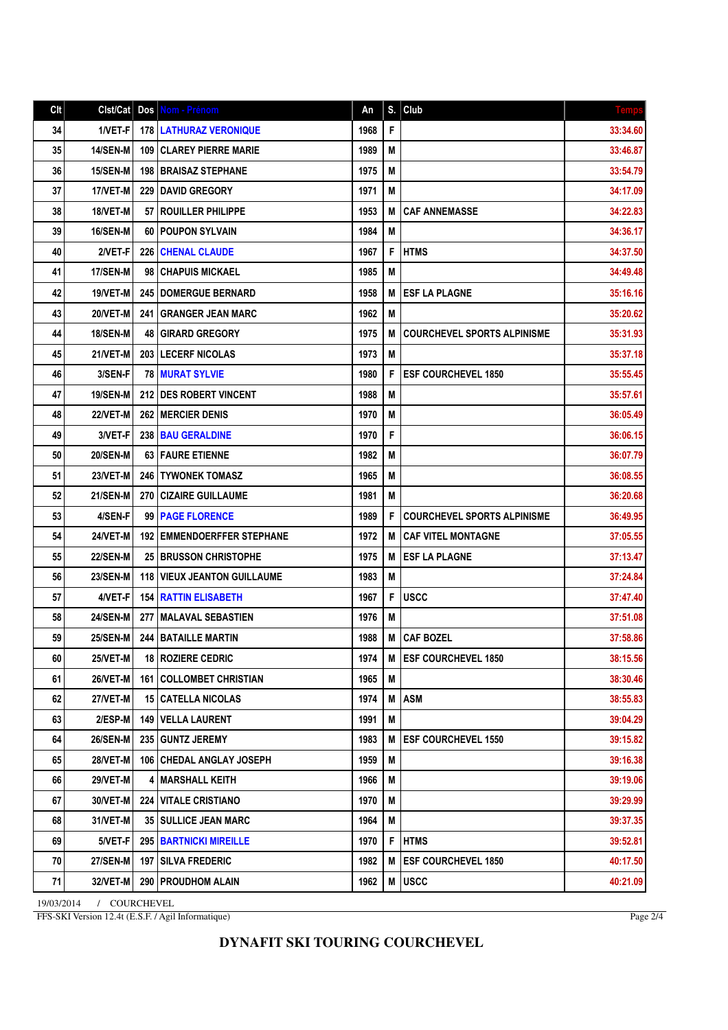| Clt | Clst/Cat | Dos | Nom - Prénom | An | S. | Club | Temps |
|---|---|---|---|---|---|---|---|
| 34 | 1/VET-F | 178 | LATHURAZ VERONIQUE | 1968 | F | | 33:34.60 |
| 35 | 14/SEN-M | 109 | CLAREY PIERRE MARIE | 1989 | M | | 33:46.87 |
| 36 | 15/SEN-M | 198 | BRAISAZ STEPHANE | 1975 | M | | 33:54.79 |
| 37 | 17/VET-M | 229 | DAVID GREGORY | 1971 | M | | 34:17.09 |
| 38 | 18/VET-M | 57 | ROUILLER PHILIPPE | 1953 | M | CAF ANNEMASSE | 34:22.83 |
| 39 | 16/SEN-M | 60 | POUPON SYLVAIN | 1984 | M | | 34:36.17 |
| 40 | 2/VET-F | 226 | CHENAL CLAUDE | 1967 | F | HTMS | 34:37.50 |
| 41 | 17/SEN-M | 98 | CHAPUIS MICKAEL | 1985 | M | | 34:49.48 |
| 42 | 19/VET-M | 245 | DOMERGUE BERNARD | 1958 | M | ESF LA PLAGNE | 35:16.16 |
| 43 | 20/VET-M | 241 | GRANGER JEAN MARC | 1962 | M | | 35:20.62 |
| 44 | 18/SEN-M | 48 | GIRARD GREGORY | 1975 | M | COURCHEVEL SPORTS ALPINISME | 35:31.93 |
| 45 | 21/VET-M | 203 | LECERF NICOLAS | 1973 | M | | 35:37.18 |
| 46 | 3/SEN-F | 78 | MURAT SYLVIE | 1980 | F | ESF COURCHEVEL 1850 | 35:55.45 |
| 47 | 19/SEN-M | 212 | DES ROBERT VINCENT | 1988 | M | | 35:57.61 |
| 48 | 22/VET-M | 262 | MERCIER DENIS | 1970 | M | | 36:05.49 |
| 49 | 3/VET-F | 238 | BAU GERALDINE | 1970 | F | | 36:06.15 |
| 50 | 20/SEN-M | 63 | FAURE ETIENNE | 1982 | M | | 36:07.79 |
| 51 | 23/VET-M | 246 | TYWONEK TOMASZ | 1965 | M | | 36:08.55 |
| 52 | 21/SEN-M | 270 | CIZAIRE GUILLAUME | 1981 | M | | 36:20.68 |
| 53 | 4/SEN-F | 99 | PAGE FLORENCE | 1989 | F | COURCHEVEL SPORTS ALPINISME | 36:49.95 |
| 54 | 24/VET-M | 192 | EMMENDOERFFER STEPHANE | 1972 | M | CAF VITEL MONTAGNE | 37:05.55 |
| 55 | 22/SEN-M | 25 | BRUSSON CHRISTOPHE | 1975 | M | ESF LA PLAGNE | 37:13.47 |
| 56 | 23/SEN-M | 118 | VIEUX JEANTON GUILLAUME | 1983 | M | | 37:24.84 |
| 57 | 4/VET-F | 154 | RATTIN ELISABETH | 1967 | F | USCC | 37:47.40 |
| 58 | 24/SEN-M | 277 | MALAVAL SEBASTIEN | 1976 | M | | 37:51.08 |
| 59 | 25/SEN-M | 244 | BATAILLE MARTIN | 1988 | M | CAF BOZEL | 37:58.86 |
| 60 | 25/VET-M | 18 | ROZIERE CEDRIC | 1974 | M | ESF COURCHEVEL 1850 | 38:15.56 |
| 61 | 26/VET-M | 161 | COLLOMBET CHRISTIAN | 1965 | M | | 38:30.46 |
| 62 | 27/VET-M | 15 | CATELLA NICOLAS | 1974 | M | ASM | 38:55.83 |
| 63 | 2/ESP-M | 149 | VELLA LAURENT | 1991 | M | | 39:04.29 |
| 64 | 26/SEN-M | 235 | GUNTZ JEREMY | 1983 | M | ESF COURCHEVEL 1550 | 39:15.82 |
| 65 | 28/VET-M | 106 | CHEDAL ANGLAY JOSEPH | 1959 | M | | 39:16.38 |
| 66 | 29/VET-M | 4 | MARSHALL KEITH | 1966 | M | | 39:19.06 |
| 67 | 30/VET-M | 224 | VITALE CRISTIANO | 1970 | M | | 39:29.99 |
| 68 | 31/VET-M | 35 | SULLICE JEAN MARC | 1964 | M | | 39:37.35 |
| 69 | 5/VET-F | 295 | BARTNICKI MIREILLE | 1970 | F | HTMS | 39:52.81 |
| 70 | 27/SEN-M | 197 | SILVA FREDERIC | 1982 | M | ESF COURCHEVEL 1850 | 40:17.50 |
| 71 | 32/VET-M | 290 | PROUDHOM ALAIN | 1962 | M | USCC | 40:21.09 |

19/03/2014 / COURCHEVEL

FFS-SKI Version 12.4t (E.S.F. / Agil Informatique)

**DYNAFIT SKI TOURING COURCHEVEL**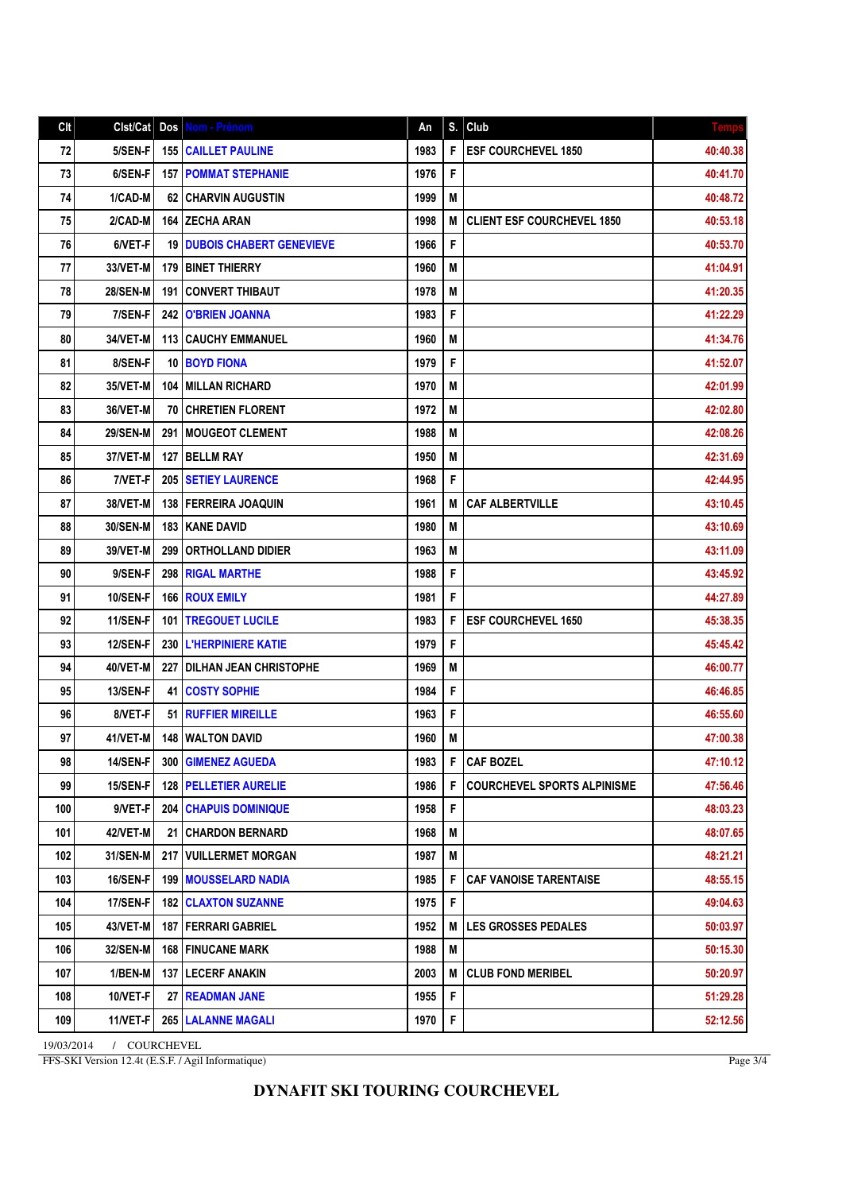| Clt | Clst/Cat | Dos | Nom - Prénom | An | S. | Club | Temps |
|---|---|---|---|---|---|---|---|
| 72 | 5/SEN-F | 155 | CAILLET PAULINE | 1983 | F | ESF COURCHEVEL 1850 | 40:40.38 |
| 73 | 6/SEN-F | 157 | POMMAT STEPHANIE | 1976 | F | | 40:41.70 |
| 74 | 1/CAD-M | 62 | CHARVIN AUGUSTIN | 1999 | M | | 40:48.72 |
| 75 | 2/CAD-M | 164 | ZECHA ARAN | 1998 | M | CLIENT ESF COURCHEVEL 1850 | 40:53.18 |
| 76 | 6/VET-F | 19 | DUBOIS CHABERT GENEVIEVE | 1966 | F | | 40:53.70 |
| 77 | 33/VET-M | 179 | BINET THIERRY | 1960 | M | | 41:04.91 |
| 78 | 28/SEN-M | 191 | CONVERT THIBAUT | 1978 | M | | 41:20.35 |
| 79 | 7/SEN-F | 242 | O'BRIEN JOANNA | 1983 | F | | 41:22.29 |
| 80 | 34/VET-M | 113 | CAUCHY EMMANUEL | 1960 | M | | 41:34.76 |
| 81 | 8/SEN-F | 10 | BOYD FIONA | 1979 | F | | 41:52.07 |
| 82 | 35/VET-M | 104 | MILLAN RICHARD | 1970 | M | | 42:01.99 |
| 83 | 36/VET-M | 70 | CHRETIEN FLORENT | 1972 | M | | 42:02.80 |
| 84 | 29/SEN-M | 291 | MOUGEOT CLEMENT | 1988 | M | | 42:08.26 |
| 85 | 37/VET-M | 127 | BELLM RAY | 1950 | M | | 42:31.69 |
| 86 | 7/VET-F | 205 | SETIEY LAURENCE | 1968 | F | | 42:44.95 |
| 87 | 38/VET-M | 138 | FERREIRA JOAQUIN | 1961 | M | CAF ALBERTVILLE | 43:10.45 |
| 88 | 30/SEN-M | 183 | KANE DAVID | 1980 | M | | 43:10.69 |
| 89 | 39/VET-M | 299 | ORTHOLLAND DIDIER | 1963 | M | | 43:11.09 |
| 90 | 9/SEN-F | 298 | RIGAL MARTHE | 1988 | F | | 43:45.92 |
| 91 | 10/SEN-F | 166 | ROUX EMILY | 1981 | F | | 44:27.89 |
| 92 | 11/SEN-F | 101 | TREGOUET LUCILE | 1983 | F | ESF COURCHEVEL 1650 | 45:38.35 |
| 93 | 12/SEN-F | 230 | L'HERPINIERE KATIE | 1979 | F | | 45:45.42 |
| 94 | 40/VET-M | 227 | DILHAN JEAN CHRISTOPHE | 1969 | M | | 46:00.77 |
| 95 | 13/SEN-F | 41 | COSTY SOPHIE | 1984 | F | | 46:46.85 |
| 96 | 8/VET-F | 51 | RUFFIER MIREILLE | 1963 | F | | 46:55.60 |
| 97 | 41/VET-M | 148 | WALTON DAVID | 1960 | M | | 47:00.38 |
| 98 | 14/SEN-F | 300 | GIMENEZ AGUEDA | 1983 | F | CAF BOZEL | 47:10.12 |
| 99 | 15/SEN-F | 128 | PELLETIER AURELIE | 1986 | F | COURCHEVEL SPORTS ALPINISME | 47:56.46 |
| 100 | 9/VET-F | 204 | CHAPUIS DOMINIQUE | 1958 | F | | 48:03.23 |
| 101 | 42/VET-M | 21 | CHARDON BERNARD | 1968 | M | | 48:07.65 |
| 102 | 31/SEN-M | 217 | VUILLERMET MORGAN | 1987 | M | | 48:21.21 |
| 103 | 16/SEN-F | 199 | MOUSSELARD NADIA | 1985 | F | CAF VANOISE TARENTAISE | 48:55.15 |
| 104 | 17/SEN-F | 182 | CLAXTON SUZANNE | 1975 | F | | 49:04.63 |
| 105 | 43/VET-M | 187 | FERRARI GABRIEL | 1952 | M | LES GROSSES PEDALES | 50:03.97 |
| 106 | 32/SEN-M | 168 | FINUCANE MARK | 1988 | M | | 50:15.30 |
| 107 | 1/BEN-M | 137 | LECERF ANAKIN | 2003 | M | CLUB FOND MERIBEL | 50:20.97 |
| 108 | 10/VET-F | 27 | READMAN JANE | 1955 | F | | 51:29.28 |
| 109 | 11/VET-F | 265 | LALANNE MAGALI | 1970 | F | | 52:12.56 |

19/03/2014 / COURCHEVEL

FFS-SKI Version 12.4t (E.S.F. / Agil Informatique)

**DYNAFIT SKI TOURING COURCHEVEL**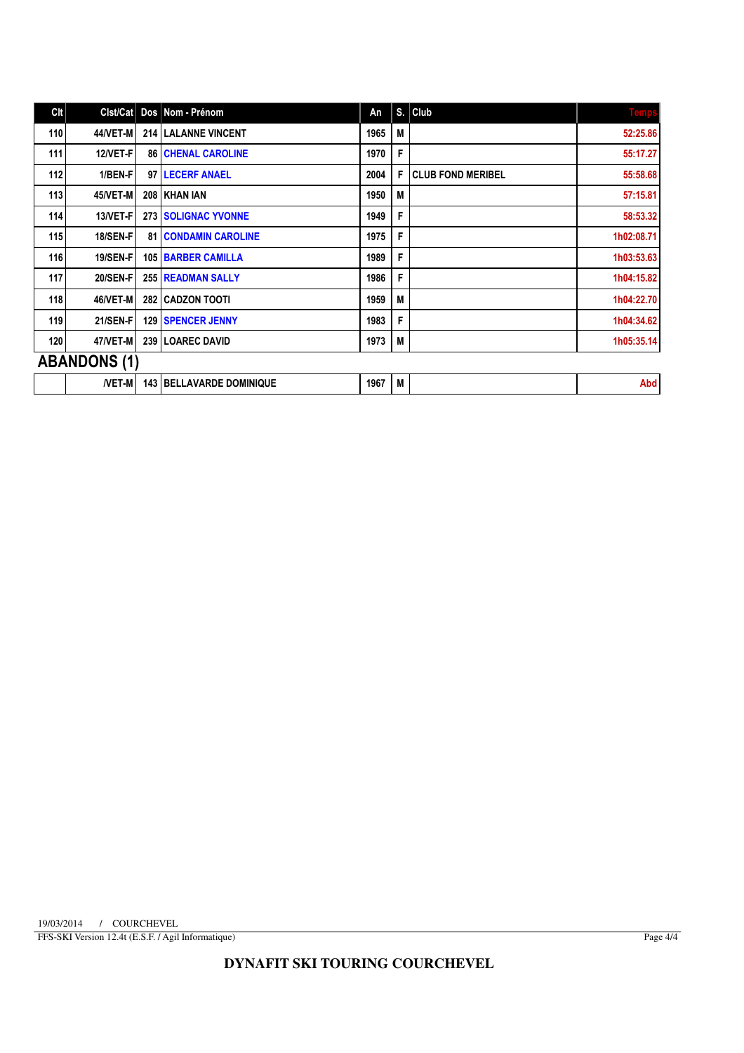| Clt | Clst/Cat | Dos | Nom - Prénom | An | S. | Club | Temps |
|---|---|---|---|---|---|---|---|
| 110 | 44/VET-M | 214 | LALANNE VINCENT | 1965 | M | | 52:25.86 |
| 111 | 12/VET-F | 86 | CHENAL CAROLINE | 1970 | F | | 55:17.27 |
| 112 | 1/BEN-F | 97 | LECERF ANAEL | 2004 | F | CLUB FOND MERIBEL | 55:58.68 |
| 113 | 45/VET-M | 208 | KHAN IAN | 1950 | M | | 57:15.81 |
| 114 | 13/VET-F | 273 | SOLIGNAC YVONNE | 1949 | F | | 58:53.32 |
| 115 | 18/SEN-F | 81 | CONDAMIN CAROLINE | 1975 | F | | 1h02:08.71 |
| 116 | 19/SEN-F | 105 | BARBER CAMILLA | 1989 | F | | 1h03:53.63 |
| 117 | 20/SEN-F | 255 | READMAN SALLY | 1986 | F | | 1h04:15.82 |
| 118 | 46/VET-M | 282 | CADZON TOOTI | 1959 | M | | 1h04:22.70 |
| 119 | 21/SEN-F | 129 | SPENCER JENNY | 1983 | F | | 1h04:34.62 |
| 120 | 47/VET-M | 239 | LOAREC DAVID | 1973 | M | | 1h05:35.14 |

## ABANDONS (1)

| Clt | Clst/Cat | Dos | Nom - Prénom | An | S. | Club | Temps |
|---|---|---|---|---|---|---|---|
| | /VET-M | 143 | BELLAVARDE DOMINIQUE | 1967 | M | | Abd |

19/03/2014 / COURCHEVEL

FFS-SKI Version 12.4t (E.S.F. / Agil Informatique)

**DYNAFIT SKI TOURING COURCHEVEL**